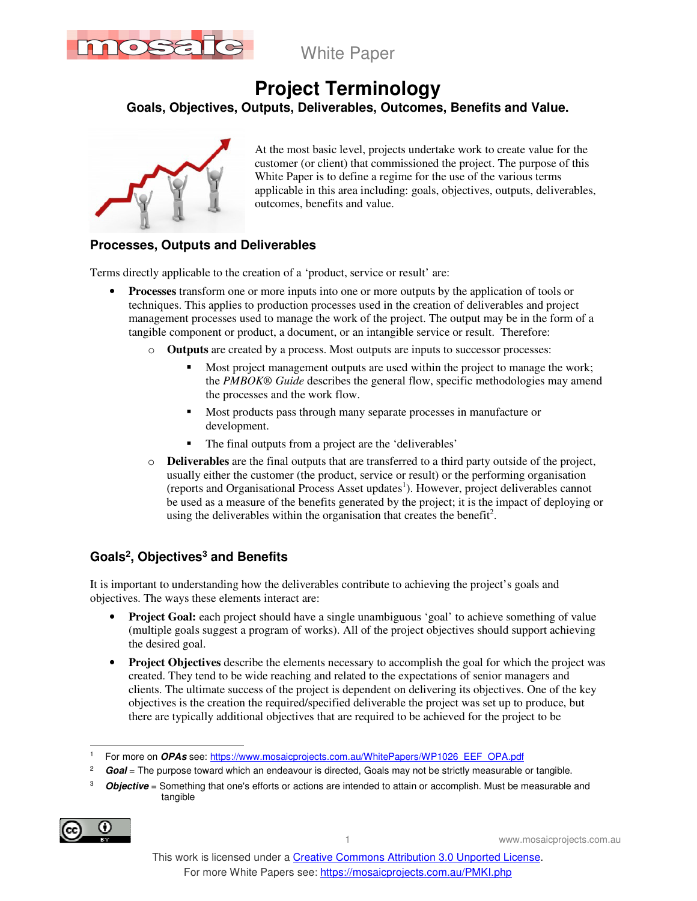White Paper

# Project Terminology

### Goals, Objectives, Outputs, Deliverables, Outcomes, Benefits and Value.

At the most basic level, projects undertake work to create value for the customer (or client) that commissioned the project. The purpose of this White Paper is to define a regime for the use of the various terms applicable in this area including: goals, objectives, outputs, deliverables, outcomes, benefits and value.

## Processes, Outputs and Deliverables

Terms directly applicable to the creation of a 'product, service or result' are:

- **Processes** transform one or more inputs into one or more outputs by the application of tools or techniques. This applies to production processes used in the creation of deliverables and project management processes used to manage the work of the project. The output may be in the form of a tangible component or product, a document, or an intangible service or result. Therefore:
  - **Outputs** are created by a process. Most outputs are inputs to successor processes:
    - Most project management outputs are used within the project to manage the work; the *PMBOK® Guide* describes the general flow, specific methodologies may amend the processes and the work flow.
    - Most products pass through many separate processes in manufacture or development.
    - The final outputs from a project are the 'deliverables'
  - **Deliverables** are the final outputs that are transferred to a third party outside of the project, usually either the customer (the product, service or result) or the performing organisation (reports and Organisational Process Asset updates[1]). However, project deliverables cannot be used as a measure of the benefits generated by the project; it is the impact of deploying or using the deliverables within the organisation that creates the benefit[2].

## Goals[2], Objectives[3] and Benefits

It is important to understanding how the deliverables contribute to achieving the project's goals and objectives. The ways these elements interact are:

- **Project Goal:** each project should have a single unambiguous 'goal' to achieve something of value (multiple goals suggest a program of works). All of the project objectives should support achieving the desired goal.
- **Project Objectives** describe the elements necessary to accomplish the goal for which the project was created. They tend to be wide reaching and related to the expectations of senior managers and clients. The ultimate success of the project is dependent on delivering its objectives. One of the key objectives is the creation the required/specified deliverable the project was set up to produce, but there are typically additional objectives that are required to be achieved for the project to be

---

[1] For more on ***OPAs*** see: https://www.mosaicprojects.com.au/WhitePapers/WP1026_EEF_OPA.pdf

[2] ***Goal*** = The purpose toward which an endeavour is directed, Goals may not be strictly measurable or tangible.

[3] ***Objective*** = Something that one's efforts or actions are intended to attain or accomplish. Must be measurable and tangible

This work is licensed under a Creative Commons Attribution 3.0 Unported License.
For more White Papers see: https://mosaicprojects.com.au/PMKI.php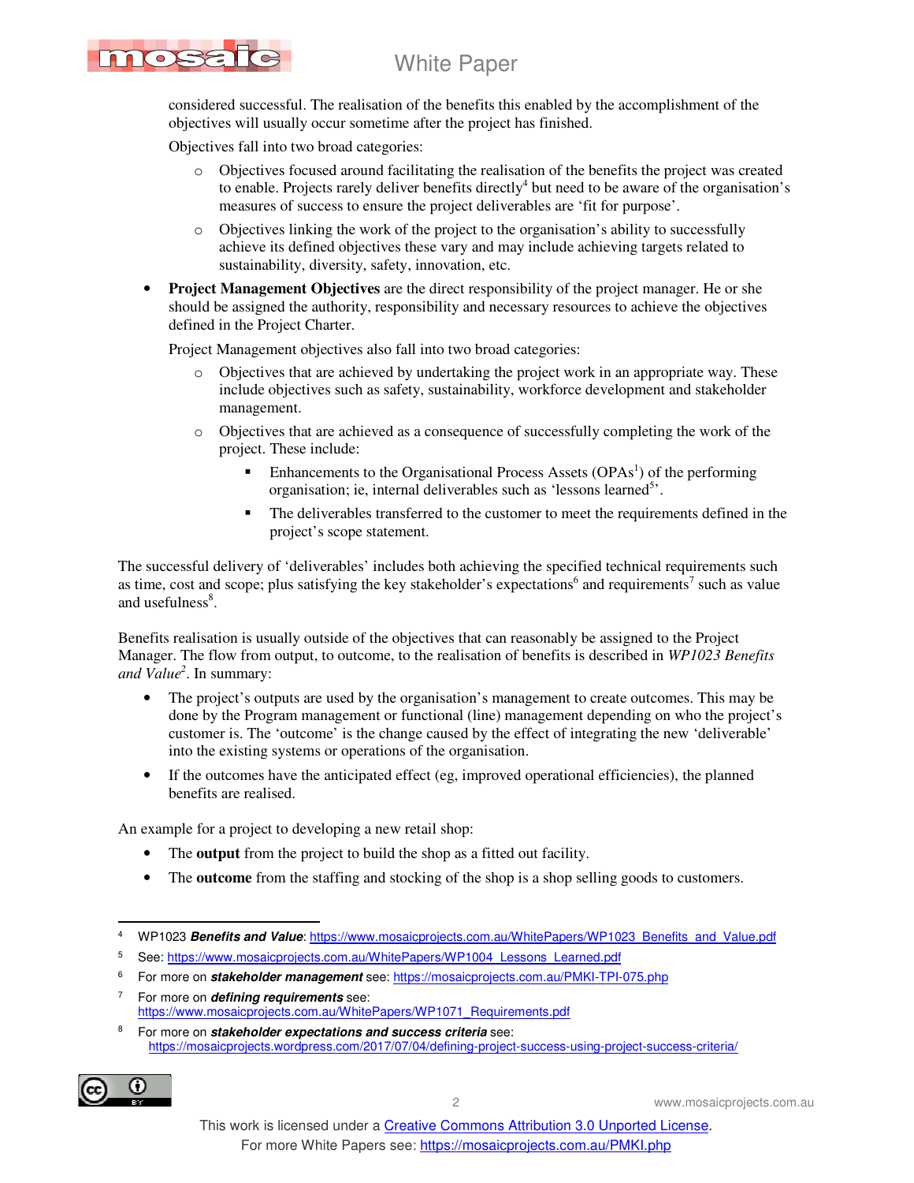considered successful. The realisation of the benefits this enabled by the accomplishment of the objectives will usually occur sometime after the project has finished.

Objectives fall into two broad categories:

- Objectives focused around facilitating the realisation of the benefits the project was created to enable. Projects rarely deliver benefits directly[4] but need to be aware of the organisation's measures of success to ensure the project deliverables are 'fit for purpose'.
- Objectives linking the work of the project to the organisation's ability to successfully achieve its defined objectives these vary and may include achieving targets related to sustainability, diversity, safety, innovation, etc.

- **Project Management Objectives** are the direct responsibility of the project manager. He or she should be assigned the authority, responsibility and necessary resources to achieve the objectives defined in the Project Charter.

  Project Management objectives also fall into two broad categories:

  - Objectives that are achieved by undertaking the project work in an appropriate way. These include objectives such as safety, sustainability, workforce development and stakeholder management.
  - Objectives that are achieved as a consequence of successfully completing the work of the project. These include:
    - Enhancements to the Organisational Process Assets (OPAs[1]) of the performing organisation; ie, internal deliverables such as 'lessons learned[5]'.
    - The deliverables transferred to the customer to meet the requirements defined in the project's scope statement.

The successful delivery of 'deliverables' includes both achieving the specified technical requirements such as time, cost and scope; plus satisfying the key stakeholder's expectations[6] and requirements[7] such as value and usefulness[8].

Benefits realisation is usually outside of the objectives that can reasonably be assigned to the Project Manager. The flow from output, to outcome, to the realisation of benefits is described in *WP1023 Benefits and Value*[2]. In summary:

- The project's outputs are used by the organisation's management to create outcomes. This may be done by the Program management or functional (line) management depending on who the project's customer is. The 'outcome' is the change caused by the effect of integrating the new 'deliverable' into the existing systems or operations of the organisation.
- If the outcomes have the anticipated effect (eg, improved operational efficiencies), the planned benefits are realised.

An example for a project to developing a new retail shop:

- The **output** from the project to build the shop as a fitted out facility.
- The **outcome** from the staffing and stocking of the shop is a shop selling goods to customers.

---

[4] WP1023 ***Benefits and Value***: https://www.mosaicprojects.com.au/WhitePapers/WP1023_Benefits_and_Value.pdf

[5] See: https://www.mosaicprojects.com.au/WhitePapers/WP1004_Lessons_Learned.pdf

[6] For more on ***stakeholder management*** see: https://mosaicprojects.com.au/PMKI-TPI-075.php

[7] For more on ***defining requirements*** see: https://www.mosaicprojects.com.au/WhitePapers/WP1071_Requirements.pdf

[8] For more on ***stakeholder expectations and success criteria*** see: https://mosaicprojects.wordpress.com/2017/07/04/defining-project-success-using-project-success-criteria/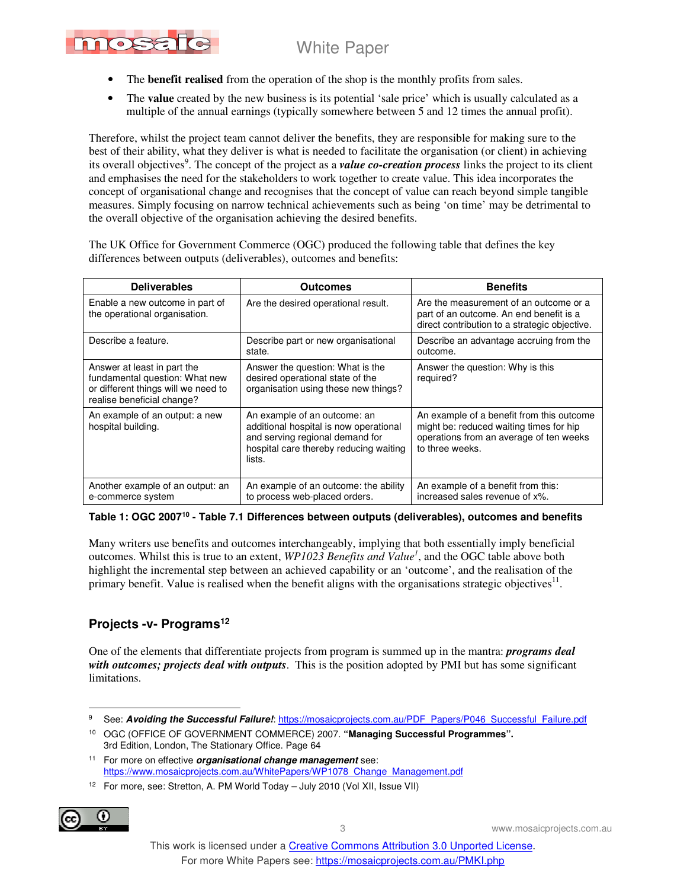- The **benefit realised** from the operation of the shop is the monthly profits from sales.
- The **value** created by the new business is its potential 'sale price' which is usually calculated as a multiple of the annual earnings (typically somewhere between 5 and 12 times the annual profit).

Therefore, whilst the project team cannot deliver the benefits, they are responsible for making sure to the best of their ability, what they deliver is what is needed to facilitate the organisation (or client) in achieving its overall objectives[9]. The concept of the project as a ***value co-creation process*** links the project to its client and emphasises the need for the stakeholders to work together to create value. This idea incorporates the concept of organisational change and recognises that the concept of value can reach beyond simple tangible measures. Simply focusing on narrow technical achievements such as being 'on time' may be detrimental to the overall objective of the organisation achieving the desired benefits.

The UK Office for Government Commerce (OGC) produced the following table that defines the key differences between outputs (deliverables), outcomes and benefits:

| Deliverables | Outcomes | Benefits |
|---|---|---|
| Enable a new outcome in part of the operational organisation. | Are the desired operational result. | Are the measurement of an outcome or a part of an outcome. An end benefit is a direct contribution to a strategic objective. |
| Describe a feature. | Describe part or new organisational state. | Describe an advantage accruing from the outcome. |
| Answer at least in part the fundamental question: What new or different things will we need to realise beneficial change? | Answer the question: What is the desired operational state of the organisation using these new things? | Answer the question: Why is this required? |
| An example of an output: a new hospital building. | An example of an outcome: an additional hospital is now operational and serving regional demand for hospital care thereby reducing waiting lists. | An example of a benefit from this outcome might be: reduced waiting times for hip operations from an average of ten weeks to three weeks. |
| Another example of an output: an e-commerce system | An example of an outcome: the ability to process web-placed orders. | An example of a benefit from this: increased sales revenue of x%. |

**Table 1: OGC 2007[10] - Table 7.1 Differences between outputs (deliverables), outcomes and benefits**

Many writers use benefits and outcomes interchangeably, implying that both essentially imply beneficial outcomes. Whilst this is true to an extent, *WP1023 Benefits and Value[1]*, and the OGC table above both highlight the incremental step between an achieved capability or an 'outcome', and the realisation of the primary benefit. Value is realised when the benefit aligns with the organisations strategic objectives[11].

## Projects -v- Programs[12]

One of the elements that differentiate projects from program is summed up in the mantra: ***programs deal with outcomes; projects deal with outputs***. This is the position adopted by PMI but has some significant limitations.

---

[9] See: ***Avoiding the Successful Failure!***: https://mosaicprojects.com.au/PDF_Papers/P046_Successful_Failure.pdf

[10] OGC (OFFICE OF GOVERNMENT COMMERCE) 2007. **"Managing Successful Programmes".** 3rd Edition, London, The Stationary Office. Page 64

[11] For more on effective ***organisational change management*** see: https://www.mosaicprojects.com.au/WhitePapers/WP1078_Change_Management.pdf

[12] For more, see: Stretton, A. PM World Today – July 2010 (Vol XII, Issue VII)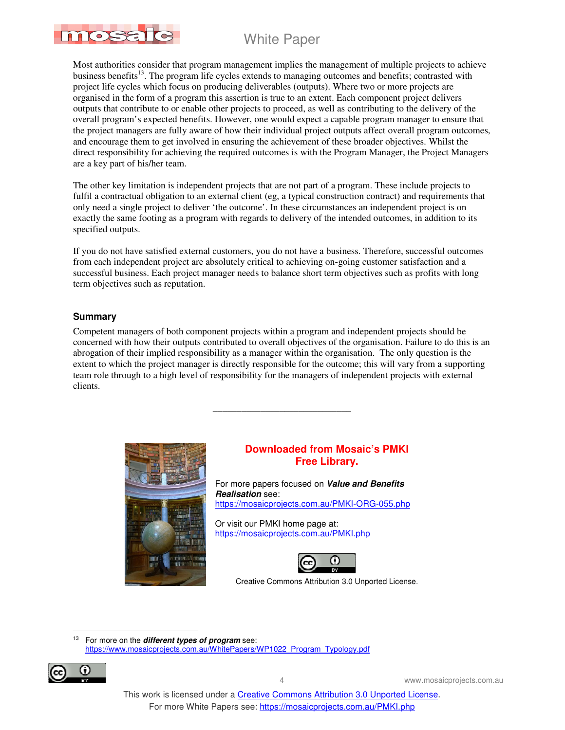Most authorities consider that program management implies the management of multiple projects to achieve business benefits[13]. The program life cycles extends to managing outcomes and benefits; contrasted with project life cycles which focus on producing deliverables (outputs). Where two or more projects are organised in the form of a program this assertion is true to an extent. Each component project delivers outputs that contribute to or enable other projects to proceed, as well as contributing to the delivery of the overall program's expected benefits. However, one would expect a capable program manager to ensure that the project managers are fully aware of how their individual project outputs affect overall program outcomes, and encourage them to get involved in ensuring the achievement of these broader objectives. Whilst the direct responsibility for achieving the required outcomes is with the Program Manager, the Project Managers are a key part of his/her team.

The other key limitation is independent projects that are not part of a program. These include projects to fulfil a contractual obligation to an external client (eg, a typical construction contract) and requirements that only need a single project to deliver 'the outcome'. In these circumstances an independent project is on exactly the same footing as a program with regards to delivery of the intended outcomes, in addition to its specified outputs.

If you do not have satisfied external customers, you do not have a business. Therefore, successful outcomes from each independent project are absolutely critical to achieving on-going customer satisfaction and a successful business. Each project manager needs to balance short term objectives such as profits with long term objectives such as reputation.

## Summary

Competent managers of both component projects within a program and independent projects should be concerned with how their outputs contributed to overall objectives of the organisation. Failure to do this is an abrogation of their implied responsibility as a manager within the organisation. The only question is the extent to which the project manager is directly responsible for the outcome; this will vary from a supporting team role through to a high level of responsibility for the managers of independent projects with external clients.

---

**Downloaded from Mosaic's PMKI Free Library.**

For more papers focused on ***Value and Benefits Realisation*** see:
https://mosaicprojects.com.au/PMKI-ORG-055.php

Or visit our PMKI home page at:
https://mosaicprojects.com.au/PMKI.php

Creative Commons Attribution 3.0 Unported License.

---

[13] For more on the ***different types of program*** see:
https://www.mosaicprojects.com.au/WhitePapers/WP1022_Program_Typology.pdf